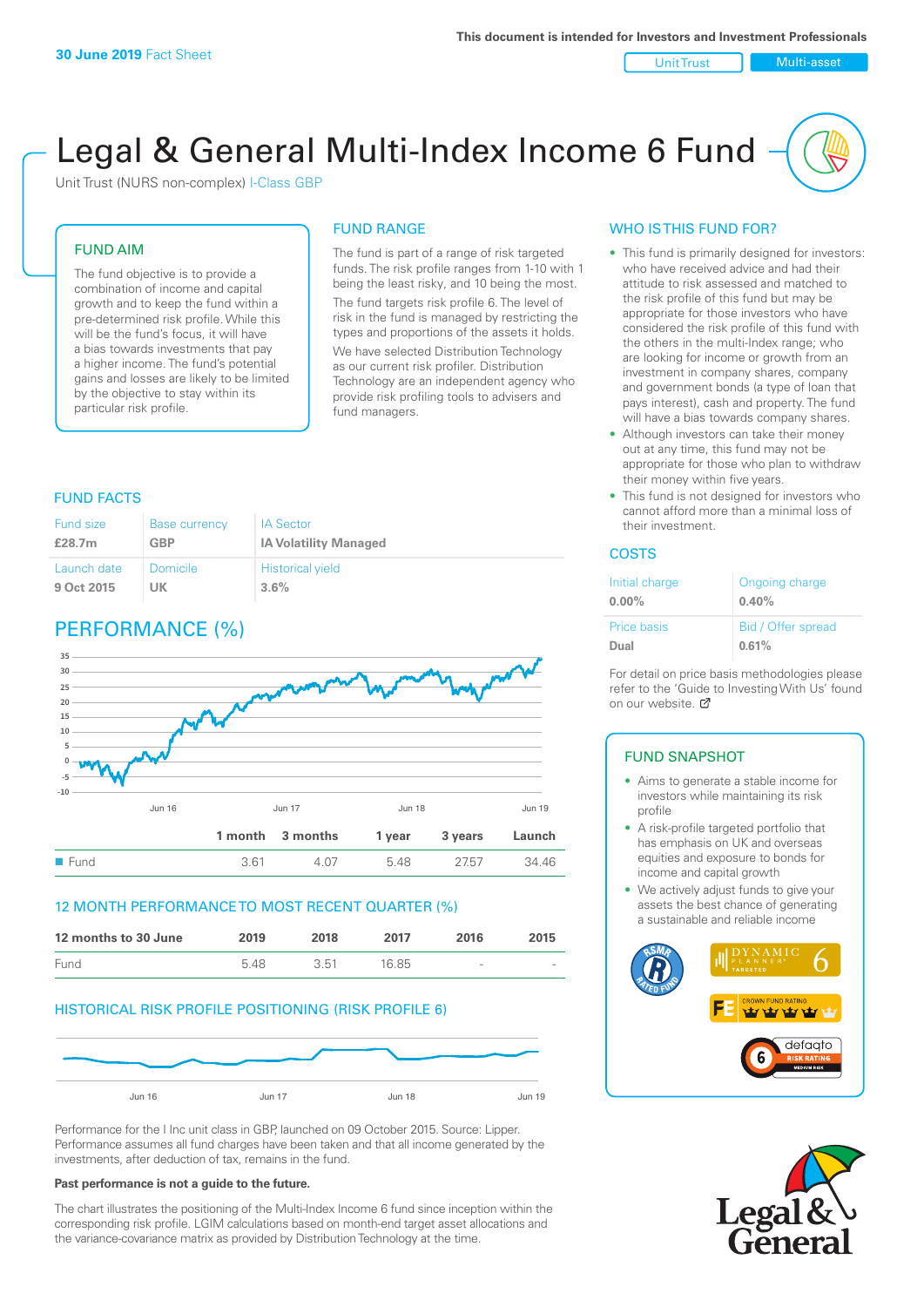**30 June 2019** Fact Sheet

This document is intended for Investors and Investment Professionals

Unit Trust | Multi-asset

# Legal & General Multi-Index Income 6 Fund

Unit Trust (NURS non-complex) I-Class GBP

## FUND AIM

The fund objective is to provide a combination of income and capital growth and to keep the fund within a pre-determined risk profile. While this will be the fund's focus, it will have a bias towards investments that pay a higher income. The fund's potential gains and losses are likely to be limited by the objective to stay within its particular risk profile.

## FUND RANGE

The fund is part of a range of risk targeted funds. The risk profile ranges from 1-10 with 1 being the least risky, and 10 being the most.

The fund targets risk profile 6. The level of risk in the fund is managed by restricting the types and proportions of the assets it holds.

We have selected Distribution Technology as our current risk profiler. Distribution Technology are an independent agency who provide risk profiling tools to advisers and fund managers.

## WHO IS THIS FUND FOR?

- This fund is primarily designed for investors: who have received advice and had their attitude to risk assessed and matched to the risk profile of this fund but may be appropriate for those investors who have considered the risk profile of this fund with the others in the multi-index range; who are looking for income or growth from an investment in company shares, company and government bonds (a type of loan that pays interest), cash and property. The fund will have a bias towards company shares.
- Although investors can take their money out at any time, this fund may not be appropriate for those who plan to withdraw their money within five years.
- This fund is not designed for investors who cannot afford more than a minimal loss of their investment.

## FUND FACTS

| Fund size | Base currency | IA Sector |
|---|---|---|
| **£28.7m** | **GBP** | **IA Volatility Managed** |
| **Launch date** | **Domicile** | **Historical yield** |
| **9 Oct 2015** | **UK** | **3.6%** |

## COSTS

| Initial charge | Ongoing charge |
|---|---|
| **0.00%** | **0.40%** |
| **Price basis** | **Bid / Offer spread** |
| **Dual** | **0.61%** |

For detail on price basis methodologies please refer to the 'Guide to Investing With Us' found on our website.

## PERFORMANCE (%)

| | 1 month | 3 months | 1 year | 3 years | Launch |
|---|---|---|---|---|---|
| Fund | 3.61 | 4.07 | 5.48 | 27.57 | 34.46 |

## 12 MONTH PERFORMANCE TO MOST RECENT QUARTER (%)

| 12 months to 30 June | 2019 | 2018 | 2017 | 2016 | 2015 |
|---|---|---|---|---|---|
| Fund | 5.48 | 3.51 | 16.85 | - | - |

## HISTORICAL RISK PROFILE POSITIONING (RISK PROFILE 6)

Performance for the I Inc unit class in GBP, launched on 09 October 2015. Source: Lipper. Performance assumes all fund charges have been taken and that all income generated by the investments, after deduction of tax, remains in the fund.

**Past performance is not a guide to the future.**

The chart illustrates the positioning of the Multi-Index Income 6 fund since inception within the corresponding risk profile. LGIM calculations based on month-end target asset allocations and the variance-covariance matrix as provided by Distribution Technology at the time.

## FUND SNAPSHOT

- Aims to generate a stable income for investors while maintaining its risk profile
- A risk-profile targeted portfolio that has emphasis on UK and overseas equities and exposure to bonds for income and capital growth
- We actively adjust funds to give your assets the best chance of generating a sustainable and reliable income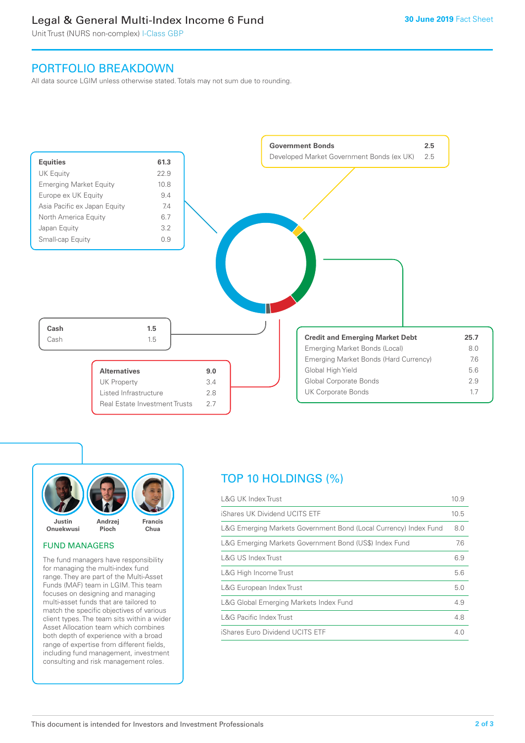## PORTFOLIO BREAKDOWN

All data source LGIM unless otherwise stated. Totals may not sum due to rounding.

| Equities | 61.3 |
|---|---|
| UK Equity | 22.9 |
| Emerging Market Equity | 10.8 |
| Europe ex UK Equity | 9.4 |
| Asia Pacific ex Japan Equity | 7.4 |
| North America Equity | 6.7 |
| Japan Equity | 3.2 |
| Small-cap Equity | 0.9 |

| Government Bonds | 2.5 |
|---|---|
| Developed Market Government Bonds (ex UK) | 2.5 |

| Cash | 1.5 |
|---|---|
| Cash | 1.5 |

| Alternatives | 9.0 |
|---|---|
| UK Property | 3.4 |
| Listed Infrastructure | 2.8 |
| Real Estate Investment Trusts | 2.7 |

| Credit and Emerging Market Debt | 25.7 |
|---|---|
| Emerging Market Bonds (Local) | 8.0 |
| Emerging Market Bonds (Hard Currency) | 7.6 |
| Global High Yield | 5.6 |
| Global Corporate Bonds | 2.9 |
| UK Corporate Bonds | 1.7 |

Justin Onuekwusi, Andrzej Pioch, Francis Chua

### FUND MANAGERS

The fund managers have responsibility for managing the multi-index fund range. They are part of the Multi-Asset Funds (MAF) team in LGIM. This team focuses on designing and managing multi-asset funds that are tailored to match the specific objectives of various client types. The team sits within a wider Asset Allocation team which combines both depth of experience with a broad range of expertise from different fields, including fund management, investment consulting and risk management roles.

## TOP 10 HOLDINGS (%)

| Holding | % |
|---|---|
| L&G UK Index Trust | 10.9 |
| iShares UK Dividend UCITS ETF | 10.5 |
| L&G Emerging Markets Government Bond (Local Currency) Index Fund | 8.0 |
| L&G Emerging Markets Government Bond (US$) Index Fund | 7.6 |
| L&G US Index Trust | 6.9 |
| L&G High Income Trust | 5.6 |
| L&G European Index Trust | 5.0 |
| L&G Global Emerging Markets Index Fund | 4.9 |
| L&G Pacific Index Trust | 4.8 |
| iShares Euro Dividend UCITS ETF | 4.0 |

This document is intended for Investors and Investment Professionals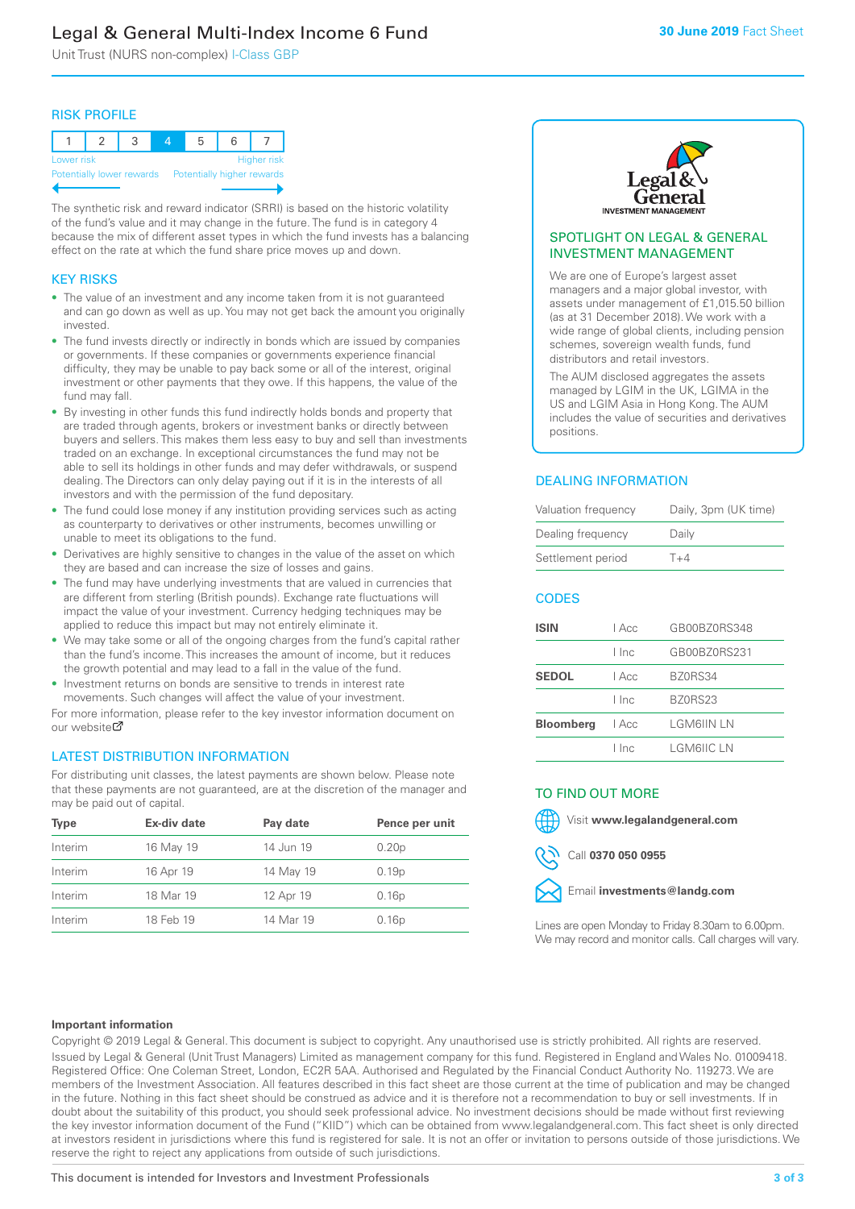# Legal & General Multi-Index Income 6 Fund

Unit Trust (NURS non-complex) I-Class GBP

**30 June 2019** Fact Sheet

## RISK PROFILE

| 1 | 2 | 3 | 4 | 5 | 6 | 7 |
|---|---|---|---|---|---|---|

Lower risk — Higher risk

Potentially lower rewards — Potentially higher rewards

The synthetic risk and reward indicator (SRRI) is based on the historic volatility of the fund's value and it may change in the future. The fund is in category 4 because the mix of different asset types in which the fund invests has a balancing effect on the rate at which the fund share price moves up and down.

## KEY RISKS

- The value of an investment and any income taken from it is not guaranteed and can go down as well as up. You may not get back the amount you originally invested.
- The fund invests directly or indirectly in bonds which are issued by companies or governments. If these companies or governments experience financial difficulty, they may be unable to pay back some or all of the interest, original investment or other payments that they owe. If this happens, the value of the fund may fall.
- By investing in other funds this fund indirectly holds bonds and property that are traded through agents, brokers or investment banks or directly between buyers and sellers. This makes them less easy to buy and sell than investments traded on an exchange. In exceptional circumstances the fund may not be able to sell its holdings in other funds and may defer withdrawals, or suspend dealing. The Directors can only delay paying out if it is in the interests of all investors and with the permission of the fund depositary.
- The fund could lose money if any institution providing services such as acting as counterparty to derivatives or other instruments, becomes unwilling or unable to meet its obligations to the fund.
- Derivatives are highly sensitive to changes in the value of the asset on which they are based and can increase the size of losses and gains.
- The fund may have underlying investments that are valued in currencies that are different from sterling (British pounds). Exchange rate fluctuations will impact the value of your investment. Currency hedging techniques may be applied to reduce this impact but may not entirely eliminate it.
- We may take some or all of the ongoing charges from the fund's capital rather than the fund's income. This increases the amount of income, but it reduces the growth potential and may lead to a fall in the value of the fund.
- Investment returns on bonds are sensitive to trends in interest rate movements. Such changes will affect the value of your investment.

For more information, please refer to the key investor information document on our website

## LATEST DISTRIBUTION INFORMATION

For distributing unit classes, the latest payments are shown below. Please note that these payments are not guaranteed, are at the discretion of the manager and may be paid out of capital.

| Type | Ex-div date | Pay date | Pence per unit |
|---|---|---|---|
| Interim | 16 May 19 | 14 Jun 19 | 0.20p |
| Interim | 16 Apr 19 | 14 May 19 | 0.19p |
| Interim | 18 Mar 19 | 12 Apr 19 | 0.16p |
| Interim | 18 Feb 19 | 14 Mar 19 | 0.16p |

## SPOTLIGHT ON LEGAL & GENERAL INVESTMENT MANAGEMENT

We are one of Europe's largest asset managers and a major global investor, with assets under management of £1,015.50 billion (as at 31 December 2018). We work with a wide range of global clients, including pension schemes, sovereign wealth funds, fund distributors and retail investors.

The AUM disclosed aggregates the assets managed by LGIM in the UK, LGIMA in the US and LGIM Asia in Hong Kong. The AUM includes the value of securities and derivatives positions.

## DEALING INFORMATION

| | |
|---|---|
| Valuation frequency | Daily, 3pm (UK time) |
| Dealing frequency | Daily |
| Settlement period | T+4 |

## CODES

| | | |
|---|---|---|
| **ISIN** | I Acc | GB00BZ0RS348 |
| | I Inc | GB00BZ0RS231 |
| **SEDOL** | I Acc | BZ0RS34 |
| | I Inc | BZ0RS23 |
| **Bloomberg** | I Acc | LGM6IIN LN |
| | I Inc | LGM6IIC LN |

## TO FIND OUT MORE

Visit **www.legalandgeneral.com**

Call **0370 050 0955**

Email **investments@landg.com**

Lines are open Monday to Friday 8.30am to 6.00pm. We may record and monitor calls. Call charges will vary.

**Important information**

Copyright © 2019 Legal & General. This document is subject to copyright. Any unauthorised use is strictly prohibited. All rights are reserved. Issued by Legal & General (Unit Trust Managers) Limited as management company for this fund. Registered in England and Wales No. 01009418. Registered Office: One Coleman Street, London, EC2R 5AA. Authorised and Regulated by the Financial Conduct Authority No. 119273. We are members of the Investment Association. All features described in this fact sheet are those current at the time of publication and may be changed in the future. Nothing in this fact sheet should be construed as advice and it is therefore not a recommendation to buy or sell investments. If in doubt about the suitability of this product, you should seek professional advice. No investment decisions should be made without first reviewing the key investor information document of the Fund ("KIID") which can be obtained from www.legalandgeneral.com. This fact sheet is only directed at investors resident in jurisdictions where this fund is registered for sale. It is not an offer or invitation to persons outside of those jurisdictions. We reserve the right to reject any applications from outside of such jurisdictions.

This document is intended for Investors and Investment Professionals